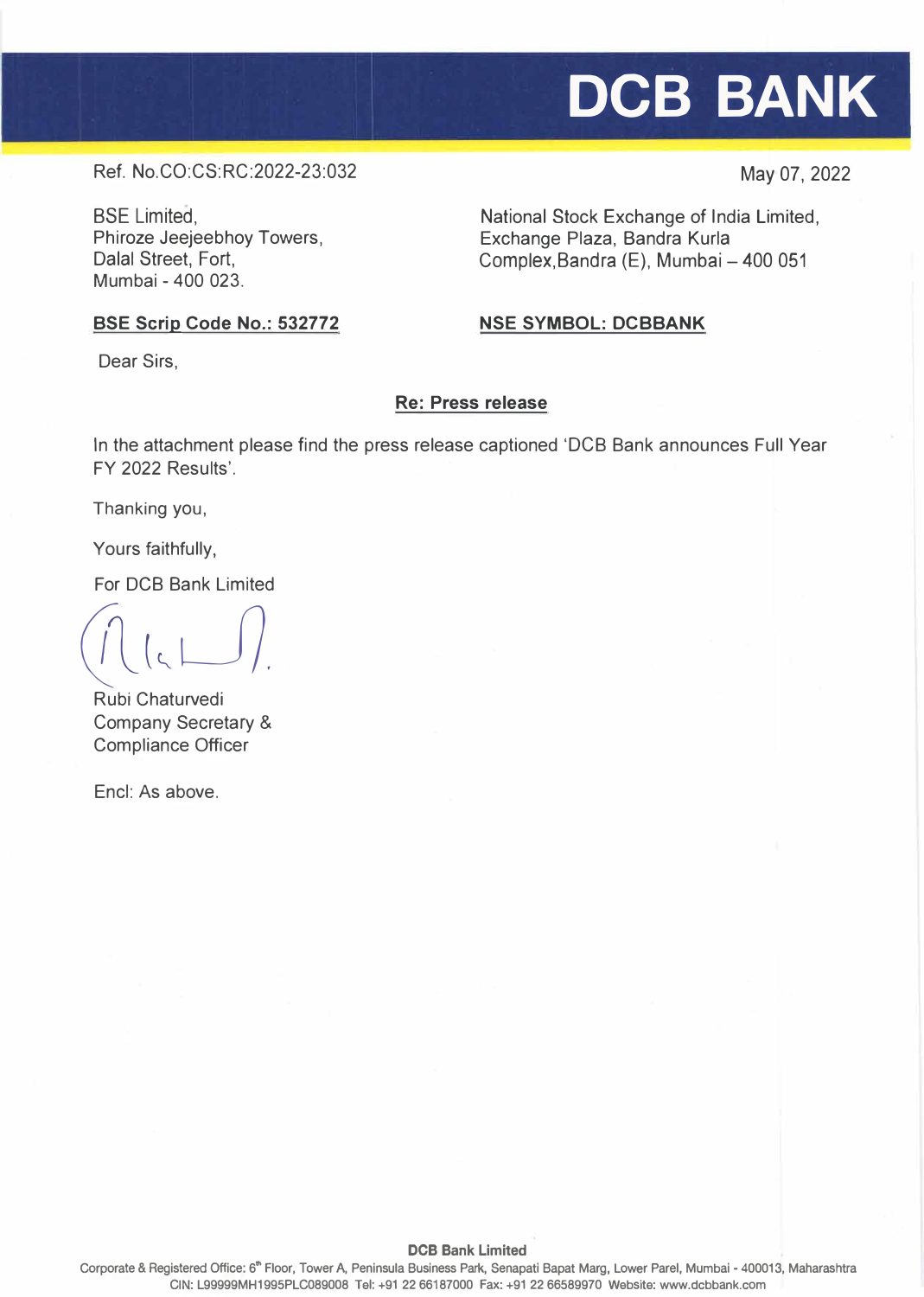# DCB BANK

Ref. No.CO:CS:RC:2022-23:032

May 07, 2022

BSE Limited,
Phiroze Jeejeebhoy Towers,
Dalal Street, Fort,
Mumbai - 400 023.

National Stock Exchange of India Limited,
Exchange Plaza, Bandra Kurla
Complex,Bandra (E), Mumbai – 400 051

**BSE Scrip Code No.: 532772**

**NSE SYMBOL: DCBBANK**

Dear Sirs,

**Re: Press release**

In the attachment please find the press release captioned 'DCB Bank announces Full Year FY 2022 Results'.

Thanking you,

Yours faithfully,

For DCB Bank Limited

Rubi Chaturvedi
Company Secretary &
Compliance Officer

Encl: As above.

**DCB Bank Limited**
Corporate & Registered Office: 6th Floor, Tower A, Peninsula Business Park, Senapati Bapat Marg, Lower Parel, Mumbai - 400013, Maharashtra
CIN: L99999MH1995PLC089008 Tel: +91 22 66187000 Fax: +91 22 66589970 Website: www.dcbbank.com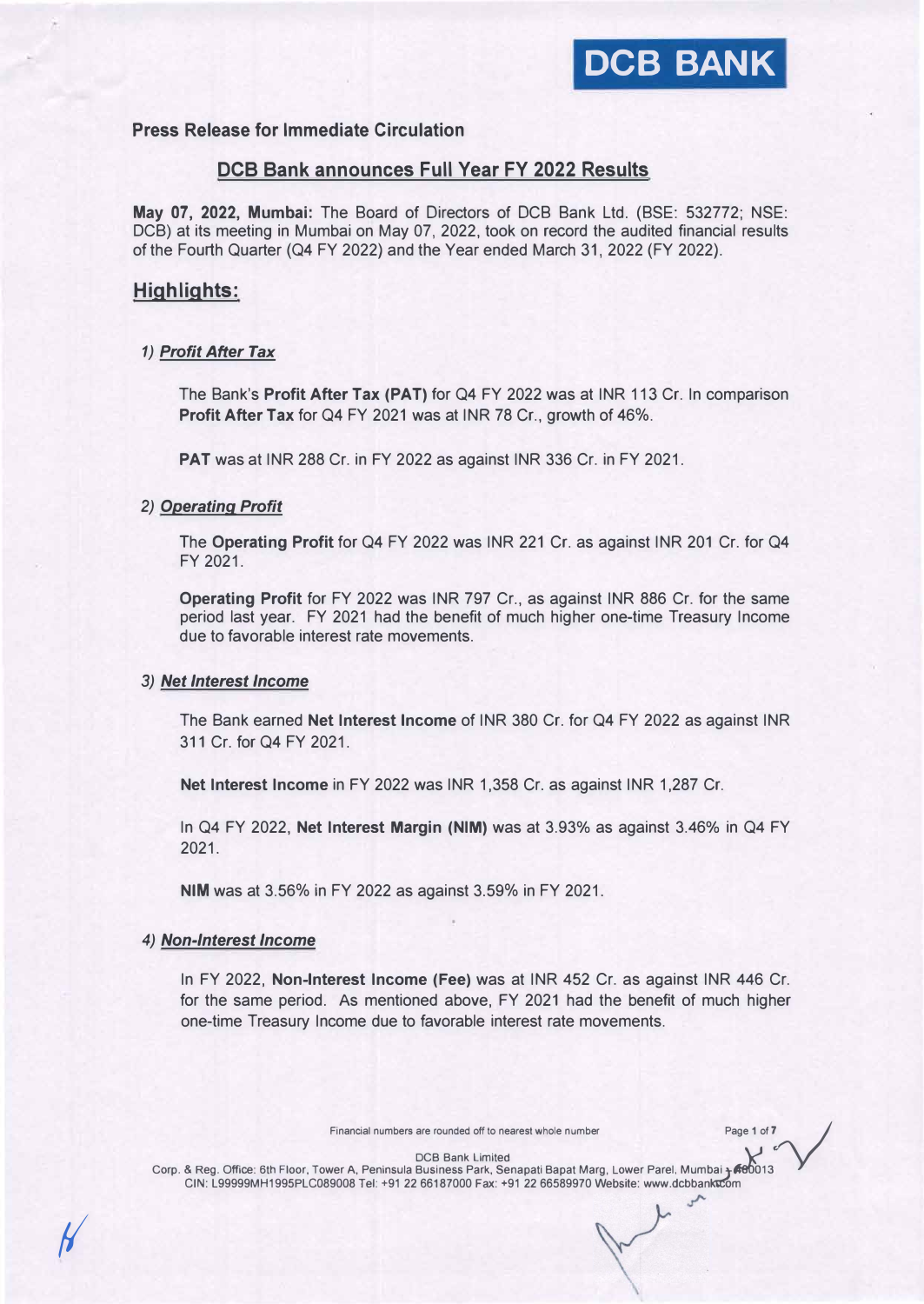**Press Release for Immediate Circulation**

## DCB Bank announces Full Year FY 2022 Results

**May 07, 2022, Mumbai:** The Board of Directors of DCB Bank Ltd. (BSE: 532772; NSE: DCB) at its meeting in Mumbai on May 07, 2022, took on record the audited financial results of the Fourth Quarter (Q4 FY 2022) and the Year ended March 31, 2022 (FY 2022).

## Highlights:

### 1) *Profit After Tax*

The Bank's **Profit After Tax (PAT)** for Q4 FY 2022 was at INR 113 Cr. In comparison **Profit After Tax** for Q4 FY 2021 was at INR 78 Cr., growth of 46%.

**PAT** was at INR 288 Cr. in FY 2022 as against INR 336 Cr. in FY 2021.

### 2) *Operating Profit*

The **Operating Profit** for Q4 FY 2022 was INR 221 Cr. as against INR 201 Cr. for Q4 FY 2021.

**Operating Profit** for FY 2022 was INR 797 Cr., as against INR 886 Cr. for the same period last year. FY 2021 had the benefit of much higher one-time Treasury Income due to favorable interest rate movements.

### 3) *Net Interest Income*

The Bank earned **Net Interest Income** of INR 380 Cr. for Q4 FY 2022 as against INR 311 Cr. for Q4 FY 2021.

**Net Interest Income** in FY 2022 was INR 1,358 Cr. as against INR 1,287 Cr.

In Q4 FY 2022, **Net Interest Margin (NIM)** was at 3.93% as against 3.46% in Q4 FY 2021.

**NIM** was at 3.56% in FY 2022 as against 3.59% in FY 2021.

### 4) *Non-Interest Income*

In FY 2022, **Non-Interest Income (Fee)** was at INR 452 Cr. as against INR 446 Cr. for the same period. As mentioned above, FY 2021 had the benefit of much higher one-time Treasury Income due to favorable interest rate movements.

Financial numbers are rounded off to nearest whole number

DCB Bank Limited
Corp. & Reg. Office: 6th Floor, Tower A, Peninsula Business Park, Senapati Bapat Marg, Lower Parel, Mumbai - 400013
CIN: L99999MH1995PLC089008 Tel: +91 22 66187000 Fax: +91 22 66589970 Website: www.dcbbank.com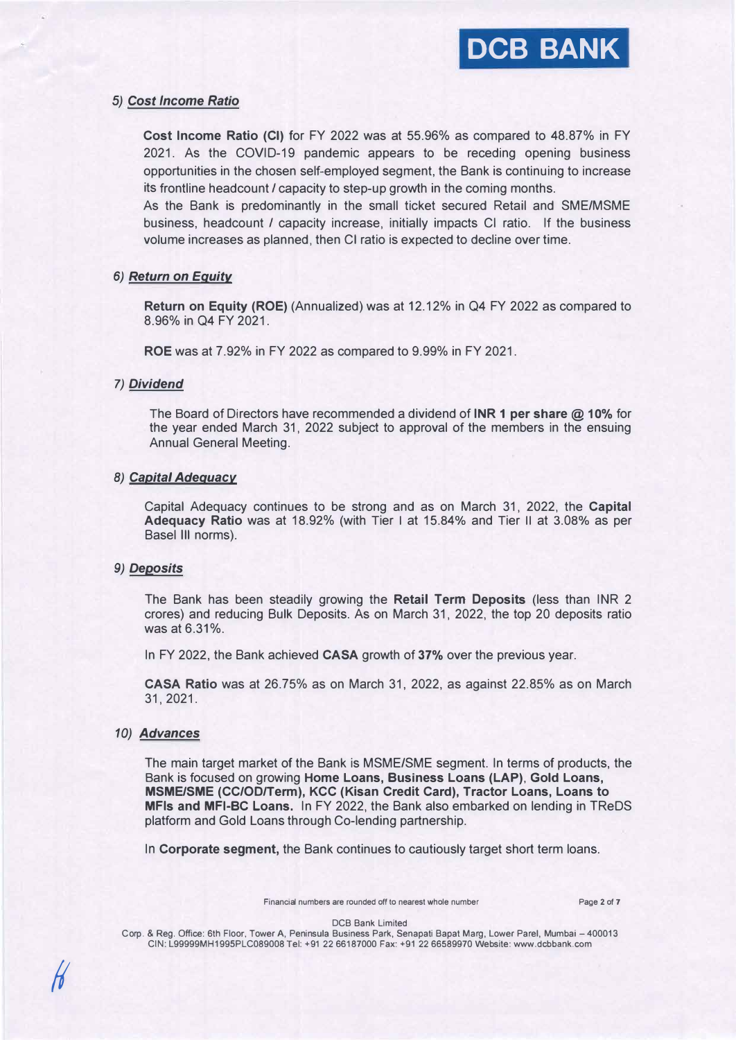#### 5) ***Cost Income Ratio***

**Cost Income Ratio (CI)** for FY 2022 was at 55.96% as compared to 48.87% in FY 2021. As the COVID-19 pandemic appears to be receding opening business opportunities in the chosen self-employed segment, the Bank is continuing to increase its frontline headcount / capacity to step-up growth in the coming months.
As the Bank is predominantly in the small ticket secured Retail and SME/MSME business, headcount / capacity increase, initially impacts CI ratio. If the business volume increases as planned, then CI ratio is expected to decline over time.

#### 6) ***Return on Equity***

**Return on Equity (ROE)** (Annualized) was at 12.12% in Q4 FY 2022 as compared to 8.96% in Q4 FY 2021.

**ROE** was at 7.92% in FY 2022 as compared to 9.99% in FY 2021.

#### 7) ***Dividend***

The Board of Directors have recommended a dividend of **INR 1 per share @ 10%** for the year ended March 31, 2022 subject to approval of the members in the ensuing Annual General Meeting.

#### 8) ***Capital Adequacy***

Capital Adequacy continues to be strong and as on March 31, 2022, the **Capital Adequacy Ratio** was at 18.92% (with Tier I at 15.84% and Tier II at 3.08% as per Basel III norms).

#### 9) ***Deposits***

The Bank has been steadily growing the **Retail Term Deposits** (less than INR 2 crores) and reducing Bulk Deposits. As on March 31, 2022, the top 20 deposits ratio was at 6.31%.

In FY 2022, the Bank achieved **CASA** growth of **37%** over the previous year.

**CASA Ratio** was at 26.75% as on March 31, 2022, as against 22.85% as on March 31, 2021.

#### 10) ***Advances***

The main target market of the Bank is MSME/SME segment. In terms of products, the Bank is focused on growing **Home Loans, Business Loans (LAP), Gold Loans, MSME/SME (CC/OD/Term), KCC (Kisan Credit Card), Tractor Loans, Loans to MFIs and MFI-BC Loans.** In FY 2022, the Bank also embarked on lending in TReDS platform and Gold Loans through Co-lending partnership.

In **Corporate segment,** the Bank continues to cautiously target short term loans.

Financial numbers are rounded off to nearest whole number

DCB Bank Limited
Corp. & Reg. Office: 6th Floor, Tower A, Peninsula Business Park, Senapati Bapat Marg, Lower Parel, Mumbai – 400013
CIN: L99999MH1995PLC089008 Tel: +91 22 66187000 Fax: +91 22 66589970 Website: www.dcbbank.com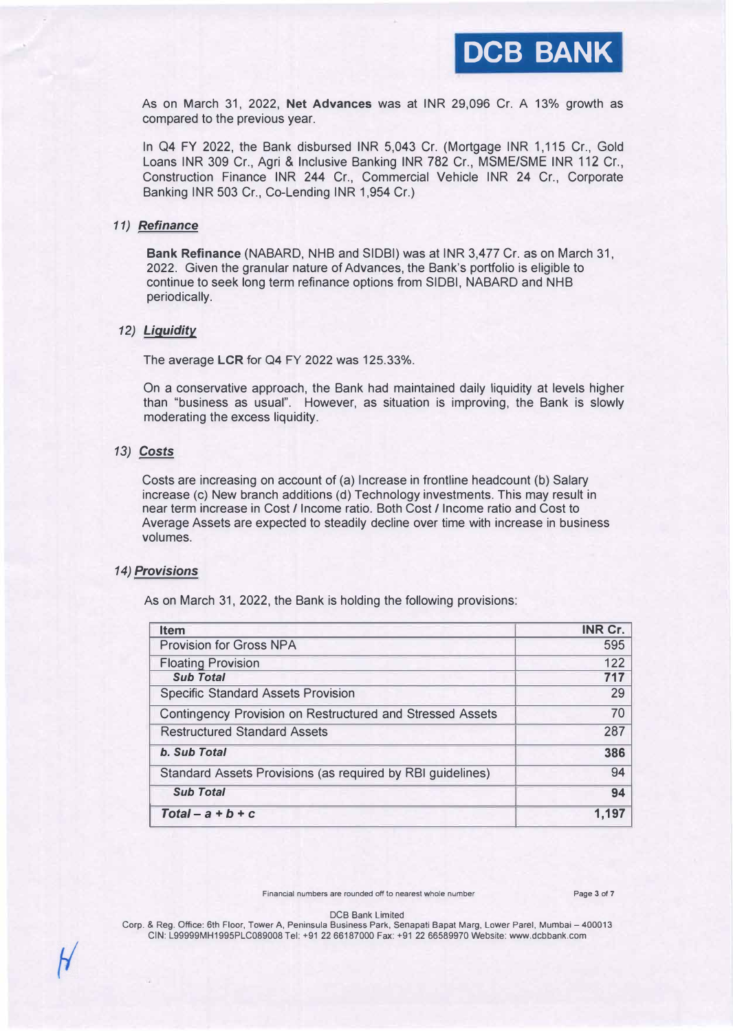As on March 31, 2022, **Net Advances** was at INR 29,096 Cr. A 13% growth as compared to the previous year.

In Q4 FY 2022, the Bank disbursed INR 5,043 Cr. (Mortgage INR 1,115 Cr., Gold Loans INR 309 Cr., Agri & Inclusive Banking INR 782 Cr., MSME/SME INR 112 Cr., Construction Finance INR 244 Cr., Commercial Vehicle INR 24 Cr., Corporate Banking INR 503 Cr., Co-Lending INR 1,954 Cr.)

### 11) Refinance

**Bank Refinance** (NABARD, NHB and SIDBI) was at INR 3,477 Cr. as on March 31, 2022. Given the granular nature of Advances, the Bank's portfolio is eligible to continue to seek long term refinance options from SIDBI, NABARD and NHB periodically.

### 12) Liquidity

The average **LCR** for Q4 FY 2022 was 125.33%.

On a conservative approach, the Bank had maintained daily liquidity at levels higher than "business as usual". However, as situation is improving, the Bank is slowly moderating the excess liquidity.

### 13) Costs

Costs are increasing on account of (a) Increase in frontline headcount (b) Salary increase (c) New branch additions (d) Technology investments. This may result in near term increase in Cost / Income ratio. Both Cost / Income ratio and Cost to Average Assets are expected to steadily decline over time with increase in business volumes.

### 14) Provisions

As on March 31, 2022, the Bank is holding the following provisions:

| Item | INR Cr. |
|---|---|
| Provision for Gross NPA | 595 |
| Floating Provision | 122 |
| ***Sub Total*** | **717** |
| Specific Standard Assets Provision | 29 |
| Contingency Provision on Restructured and Stressed Assets | 70 |
| Restructured Standard Assets | 287 |
| ***b. Sub Total*** | **386** |
| Standard Assets Provisions (as required by RBI guidelines) | 94 |
| ***Sub Total*** | **94** |
| ***Total – a + b + c*** | **1,197** |

Financial numbers are rounded off to nearest whole number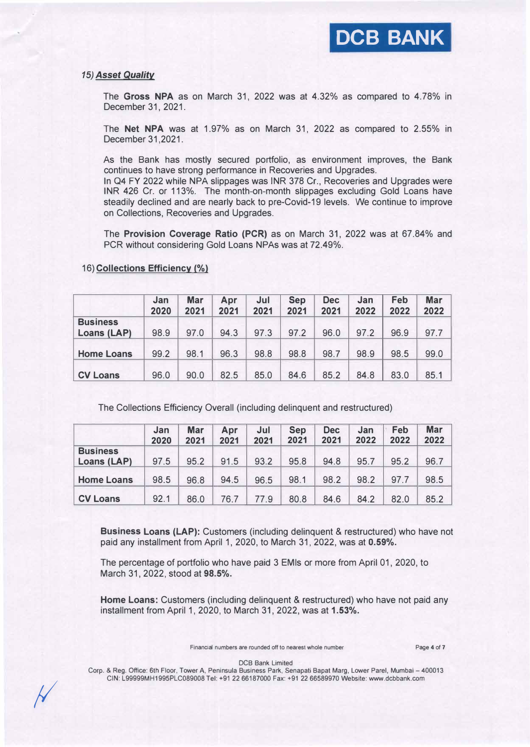### 15) ***Asset Quality***

The **Gross NPA** as on March 31, 2022 was at 4.32% as compared to 4.78% in December 31, 2021.

The **Net NPA** was at 1.97% as on March 31, 2022 as compared to 2.55% in December 31,2021.

As the Bank has mostly secured portfolio, as environment improves, the Bank continues to have strong performance in Recoveries and Upgrades.
In Q4 FY 2022 while NPA slippages was INR 378 Cr., Recoveries and Upgrades were INR 426 Cr. or 113%. The month-on-month slippages excluding Gold Loans have steadily declined and are nearly back to pre-Covid-19 levels. We continue to improve on Collections, Recoveries and Upgrades.

The **Provision Coverage Ratio (PCR)** as on March 31, 2022 was at 67.84% and PCR without considering Gold Loans NPAs was at 72.49%.

### 16) Collections Efficiency (%)

| | Jan 2020 | Mar 2021 | Apr 2021 | Jul 2021 | Sep 2021 | Dec 2021 | Jan 2022 | Feb 2022 | Mar 2022 |
|---|---|---|---|---|---|---|---|---|---|
| **Business Loans (LAP)** | 98.9 | 97.0 | 94.3 | 97.3 | 97.2 | 96.0 | 97.2 | 96.9 | 97.7 |
| **Home Loans** | 99.2 | 98.1 | 96.3 | 98.8 | 98.8 | 98.7 | 98.9 | 98.5 | 99.0 |
| **CV Loans** | 96.0 | 90.0 | 82.5 | 85.0 | 84.6 | 85.2 | 84.8 | 83.0 | 85.1 |

The Collections Efficiency Overall (including delinquent and restructured)

| | Jan 2020 | Mar 2021 | Apr 2021 | Jul 2021 | Sep 2021 | Dec 2021 | Jan 2022 | Feb 2022 | Mar 2022 |
|---|---|---|---|---|---|---|---|---|---|
| **Business Loans (LAP)** | 97.5 | 95.2 | 91.5 | 93.2 | 95.8 | 94.8 | 95.7 | 95.2 | 96.7 |
| **Home Loans** | 98.5 | 96.8 | 94.5 | 96.5 | 98.1 | 98.2 | 98.2 | 97.7 | 98.5 |
| **CV Loans** | 92.1 | 86.0 | 76.7 | 77.9 | 80.8 | 84.6 | 84.2 | 82.0 | 85.2 |

**Business Loans (LAP):** Customers (including delinquent & restructured) who have not paid any installment from April 1, 2020, to March 31, 2022, was at **0.59%.**

The percentage of portfolio who have paid 3 EMIs or more from April 01, 2020, to March 31, 2022, stood at **98.5%.**

**Home Loans:** Customers (including delinquent & restructured) who have not paid any installment from April 1, 2020, to March 31, 2022, was at **1.53%.**

Financial numbers are rounded off to nearest whole number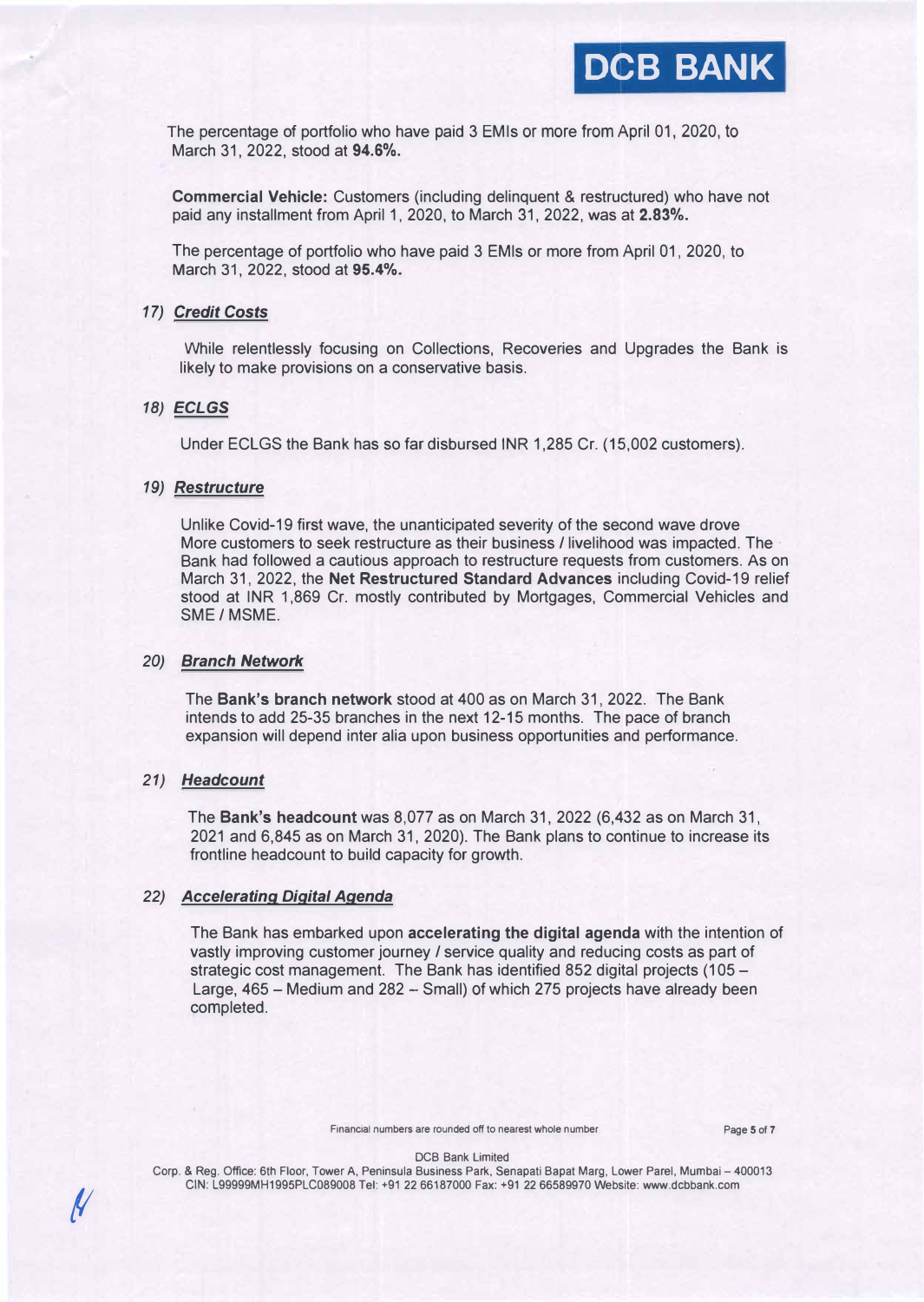The percentage of portfolio who have paid 3 EMIs or more from April 01, 2020, to March 31, 2022, stood at **94.6%.**

**Commercial Vehicle:** Customers (including delinquent & restructured) who have not paid any installment from April 1, 2020, to March 31, 2022, was at **2.83%.**

The percentage of portfolio who have paid 3 EMIs or more from April 01, 2020, to March 31, 2022, stood at **95.4%.**

### 17) ***Credit Costs***

While relentlessly focusing on Collections, Recoveries and Upgrades the Bank is likely to make provisions on a conservative basis.

### 18) ***ECLGS***

Under ECLGS the Bank has so far disbursed INR 1,285 Cr. (15,002 customers).

### 19) ***Restructure***

Unlike Covid-19 first wave, the unanticipated severity of the second wave drove More customers to seek restructure as their business / livelihood was impacted. The Bank had followed a cautious approach to restructure requests from customers. As on March 31, 2022, the **Net Restructured Standard Advances** including Covid-19 relief stood at INR 1,869 Cr. mostly contributed by Mortgages, Commercial Vehicles and SME / MSME.

### 20) ***Branch Network***

The **Bank's branch network** stood at 400 as on March 31, 2022. The Bank intends to add 25-35 branches in the next 12-15 months. The pace of branch expansion will depend inter alia upon business opportunities and performance.

### 21) ***Headcount***

The **Bank's headcount** was 8,077 as on March 31, 2022 (6,432 as on March 31, 2021 and 6,845 as on March 31, 2020). The Bank plans to continue to increase its frontline headcount to build capacity for growth.

### 22) ***Accelerating Digital Agenda***

The Bank has embarked upon **accelerating the digital agenda** with the intention of vastly improving customer journey / service quality and reducing costs as part of strategic cost management. The Bank has identified 852 digital projects (105 – Large, 465 – Medium and 282 – Small) of which 275 projects have already been completed.

Financial numbers are rounded off to nearest whole number

DCB Bank Limited
Corp. & Reg. Office: 6th Floor, Tower A, Peninsula Business Park, Senapati Bapat Marg, Lower Parel, Mumbai – 400013
CIN: L99999MH1995PLC089008 Tel: +91 22 66187000 Fax: +91 22 66589970 Website: www.dcbbank.com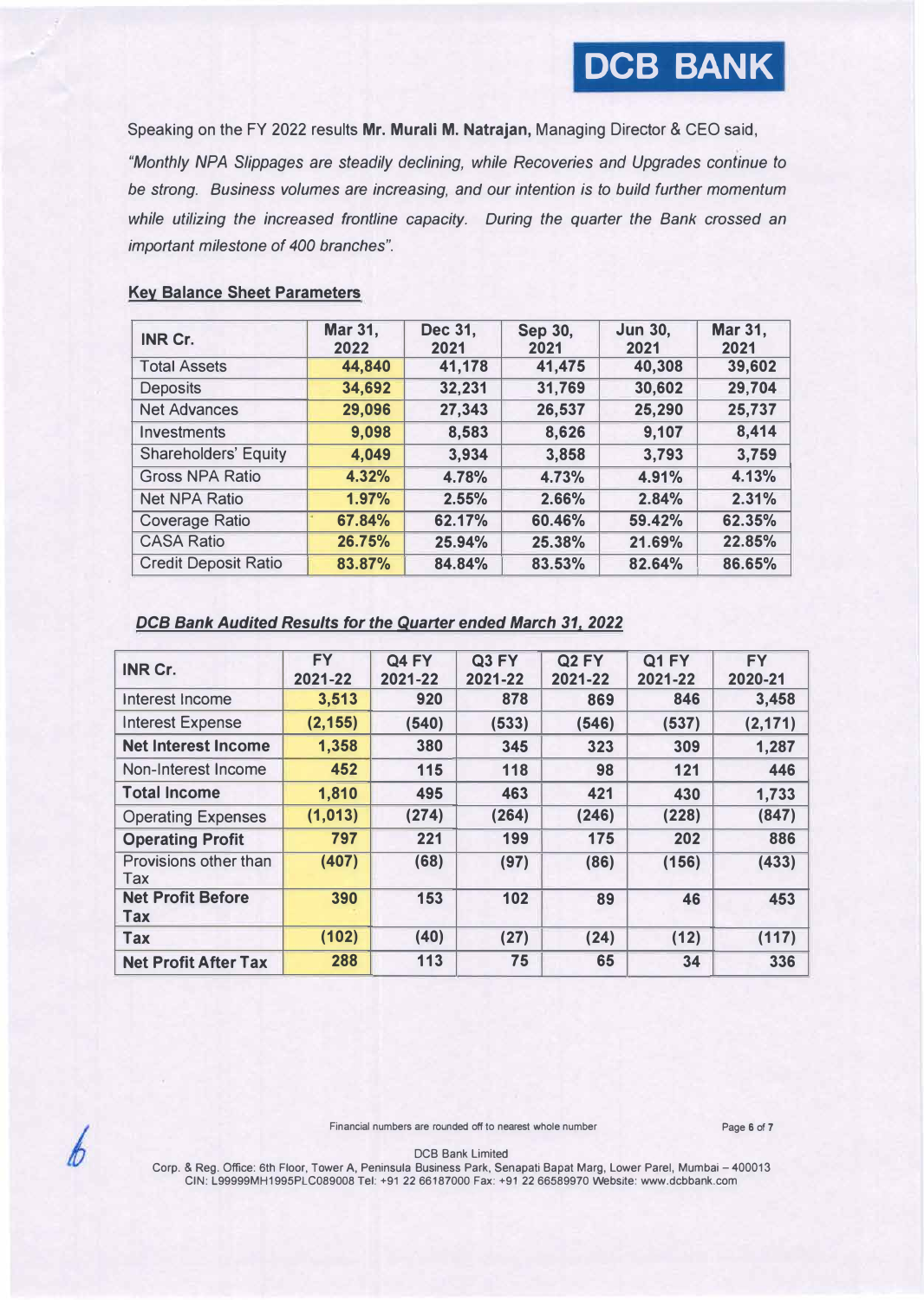**DCB BANK**

Speaking on the FY 2022 results **Mr. Murali M. Natrajan,** Managing Director & CEO said,

*"Monthly NPA Slippages are steadily declining, while Recoveries and Upgrades continue to be strong. Business volumes are increasing, and our intention is to build further momentum while utilizing the increased frontline capacity. During the quarter the Bank crossed an important milestone of 400 branches".*

**Key Balance Sheet Parameters**

| INR Cr. | Mar 31, 2022 | Dec 31, 2021 | Sep 30, 2021 | Jun 30, 2021 | Mar 31, 2021 |
|---|---|---|---|---|---|
| Total Assets | 44,840 | 41,178 | 41,475 | 40,308 | 39,602 |
| Deposits | 34,692 | 32,231 | 31,769 | 30,602 | 29,704 |
| Net Advances | 29,096 | 27,343 | 26,537 | 25,290 | 25,737 |
| Investments | 9,098 | 8,583 | 8,626 | 9,107 | 8,414 |
| Shareholders' Equity | 4,049 | 3,934 | 3,858 | 3,793 | 3,759 |
| Gross NPA Ratio | 4.32% | 4.78% | 4.73% | 4.91% | 4.13% |
| Net NPA Ratio | 1.97% | 2.55% | 2.66% | 2.84% | 2.31% |
| Coverage Ratio | 67.84% | 62.17% | 60.46% | 59.42% | 62.35% |
| CASA Ratio | 26.75% | 25.94% | 25.38% | 21.69% | 22.85% |
| Credit Deposit Ratio | 83.87% | 84.84% | 83.53% | 82.64% | 86.65% |

***DCB Bank Audited Results for the Quarter ended March 31, 2022***

| INR Cr. | FY 2021-22 | Q4 FY 2021-22 | Q3 FY 2021-22 | Q2 FY 2021-22 | Q1 FY 2021-22 | FY 2020-21 |
|---|---|---|---|---|---|---|
| Interest Income | 3,513 | 920 | 878 | 869 | 846 | 3,458 |
| Interest Expense | (2,155) | (540) | (533) | (546) | (537) | (2,171) |
| **Net Interest Income** | 1,358 | 380 | 345 | 323 | 309 | 1,287 |
| Non-Interest Income | 452 | 115 | 118 | 98 | 121 | 446 |
| **Total Income** | 1,810 | 495 | 463 | 421 | 430 | 1,733 |
| Operating Expenses | (1,013) | (274) | (264) | (246) | (228) | (847) |
| **Operating Profit** | 797 | 221 | 199 | 175 | 202 | 886 |
| Provisions other than Tax | (407) | (68) | (97) | (86) | (156) | (433) |
| **Net Profit Before Tax** | 390 | 153 | 102 | 89 | 46 | 453 |
| **Tax** | (102) | (40) | (27) | (24) | (12) | (117) |
| **Net Profit After Tax** | 288 | 113 | 75 | 65 | 34 | 336 |

Financial numbers are rounded off to nearest whole number

DCB Bank Limited
Corp. & Reg. Office: 6th Floor, Tower A, Peninsula Business Park, Senapati Bapat Marg, Lower Parel, Mumbai – 400013
CIN: L99999MH1995PLC089008 Tel: +91 22 66187000 Fax: +91 22 66589970 Website: www.dcbbank.com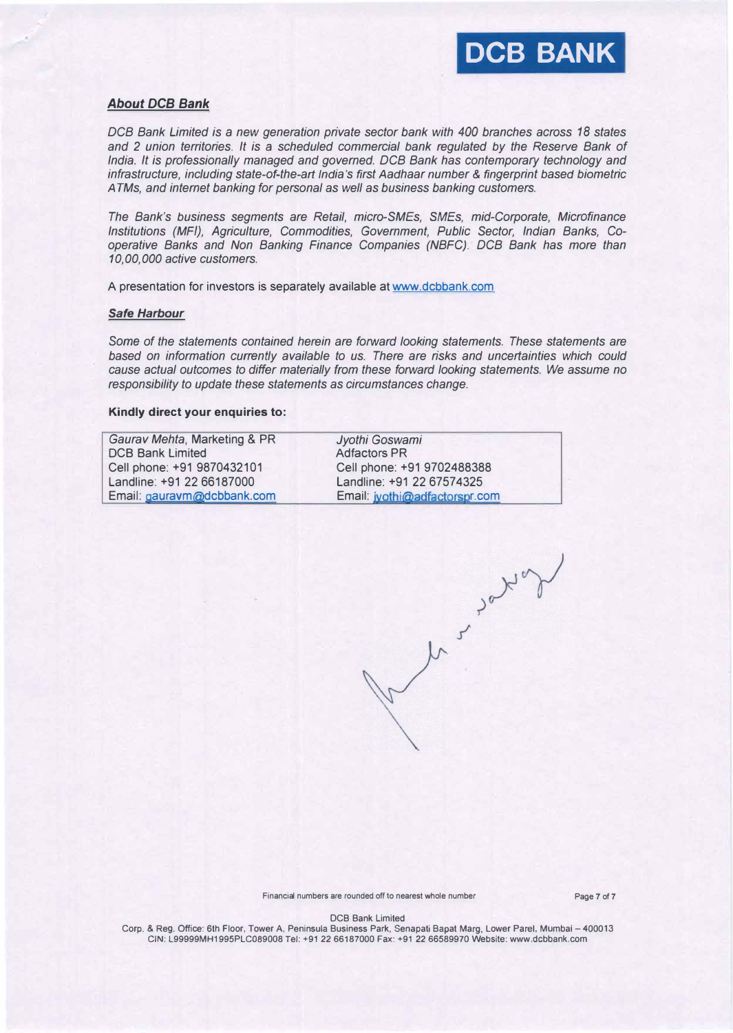## *About DCB Bank*

*DCB Bank Limited is a new generation private sector bank with 400 branches across 18 states and 2 union territories. It is a scheduled commercial bank regulated by the Reserve Bank of India. It is professionally managed and governed. DCB Bank has contemporary technology and infrastructure, including state-of-the-art India's first Aadhaar number & fingerprint based biometric ATMs, and internet banking for personal as well as business banking customers.*

*The Bank's business segments are Retail, micro-SMEs, SMEs, mid-Corporate, Microfinance Institutions (MFI), Agriculture, Commodities, Government, Public Sector, Indian Banks, Co-operative Banks and Non Banking Finance Companies (NBFC). DCB Bank has more than 10,00,000 active customers.*

A presentation for investors is separately available at www.dcbbank.com

## *Safe Harbour*

*Some of the statements contained herein are forward looking statements. These statements are based on information currently available to us. There are risks and uncertainties which could cause actual outcomes to differ materially from these forward looking statements. We assume no responsibility to update these statements as circumstances change.*

**Kindly direct your enquiries to:**

| | |
|---|---|
| *Gaurav Mehta*, Marketing & PR | *Jyothi Goswami* |
| DCB Bank Limited | Adfactors PR |
| Cell phone: +91 9870432101 | Cell phone: +91 9702488388 |
| Landline: +91 22 66187000 | Landline: +91 22 67574325 |
| Email: gauravm@dcbbank.com | Email: jyothi@adfactorspr.com |

Financial numbers are rounded off to nearest whole number

DCB Bank Limited
Corp. & Reg. Office: 6th Floor, Tower A, Peninsula Business Park, Senapati Bapat Marg, Lower Parel, Mumbai – 400013
CIN: L99999MH1995PLC089008 Tel: +91 22 66187000 Fax: +91 22 66589970 Website: www.dcbbank.com